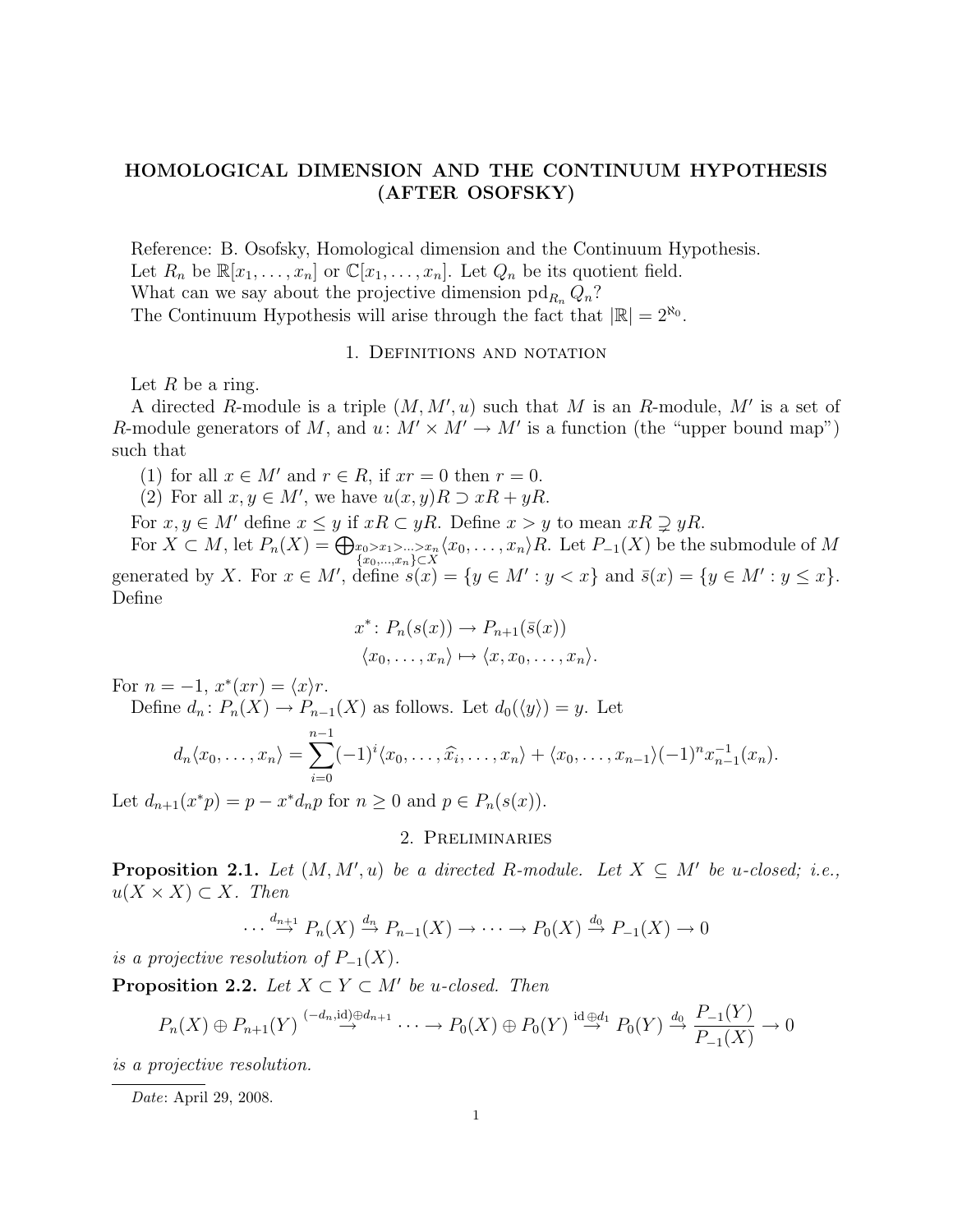# HOMOLOGICAL DIMENSION AND THE CONTINUUM HYPOTHESIS (AFTER OSOFSKY)

Reference: B. Osofsky, Homological dimension and the Continuum Hypothesis.

Let $R_n$ be $\mathbb{R}[x_1, \dots, x_n]$ or $\mathbb{C}[x_1, \dots, x_n]$. Let $Q_n$ be its quotient field.

What can we say about the projective dimension $\operatorname{pd}_{R_n} Q_n$?

The Continuum Hypothesis will arise through the fact that $|\mathbb{R}| = 2^{\aleph_0}$.

## 1. Definitions and notation

Let $R$ be a ring.

A directed $R$-module is a triple $(M, M', u)$ such that $M$ is an $R$-module, $M'$ is a set of $R$-module generators of $M$, and $u\colon M' \times M' \to M'$ is a function (the "upper bound map") such that

1. for all $x \in M'$ and $r \in R$, if $xr = 0$ then $r = 0$.
2. For all $x, y \in M'$, we have $u(x,y)R \supset xR + yR$.

For $x, y \in M'$ define $x \le y$ if $xR \subset yR$. Define $x > y$ to mean $xR \supsetneq yR$.

For $X \subset M$, let $P_n(X) = \bigoplus_{\substack{x_0 > x_1 > \dots > x_n \\ \{x_0, \dots, x_n\} \subset X}} \langle x_0, \dots, x_n \rangle R$. Let $P_{-1}(X)$ be the submodule of $M$ generated by $X$. For $x \in M'$, define $s(x) = \{y \in M' : y < x\}$ and $\bar{s}(x) = \{y \in M' : y \le x\}$. Define

$$\begin{aligned} x^*\colon P_n(s(x)) &\to P_{n+1}(\bar{s}(x)) \\ \langle x_0, \dots, x_n \rangle &\mapsto \langle x, x_0, \dots, x_n \rangle. \end{aligned}$$

For $n = -1$, $x^*(xr) = \langle x \rangle r$.

Define $d_n\colon P_n(X) \to P_{n-1}(X)$ as follows. Let $d_0(\langle y \rangle) = y$. Let

$$d_n \langle x_0, \dots, x_n \rangle = \sum_{i=0}^{n-1} (-1)^i \langle x_0, \dots, \widehat{x_i}, \dots, x_n \rangle + \langle x_0, \dots, x_{n-1} \rangle (-1)^n x_{n-1}^{-1}(x_n).$$

Let $d_{n+1}(x^* p) = p - x^* d_n p$ for $n \ge 0$ and $p \in P_n(s(x))$.

## 2. Preliminaries

**Proposition 2.1.** *Let $(M, M', u)$ be a directed $R$-module. Let $X \subseteq M'$ be $u$-closed; i.e., $u(X \times X) \subset X$. Then*

$$\cdots \xrightarrow{d_{n+1}} P_n(X) \xrightarrow{d_n} P_{n-1}(X) \to \cdots \to P_0(X) \xrightarrow{d_0} P_{-1}(X) \to 0$$

*is a projective resolution of $P_{-1}(X)$.*

**Proposition 2.2.** *Let $X \subset Y \subset M'$ be $u$-closed. Then*

$$P_n(X) \oplus P_{n+1}(Y) \xrightarrow{(-d_n, \mathrm{id}) \oplus d_{n+1}} \cdots \to P_0(X) \oplus P_0(Y) \xrightarrow{\mathrm{id} \oplus d_1} P_0(Y) \xrightarrow{d_0} \frac{P_{-1}(Y)}{P_{-1}(X)} \to 0$$

*is a projective resolution.*

*Date*: April 29, 2008.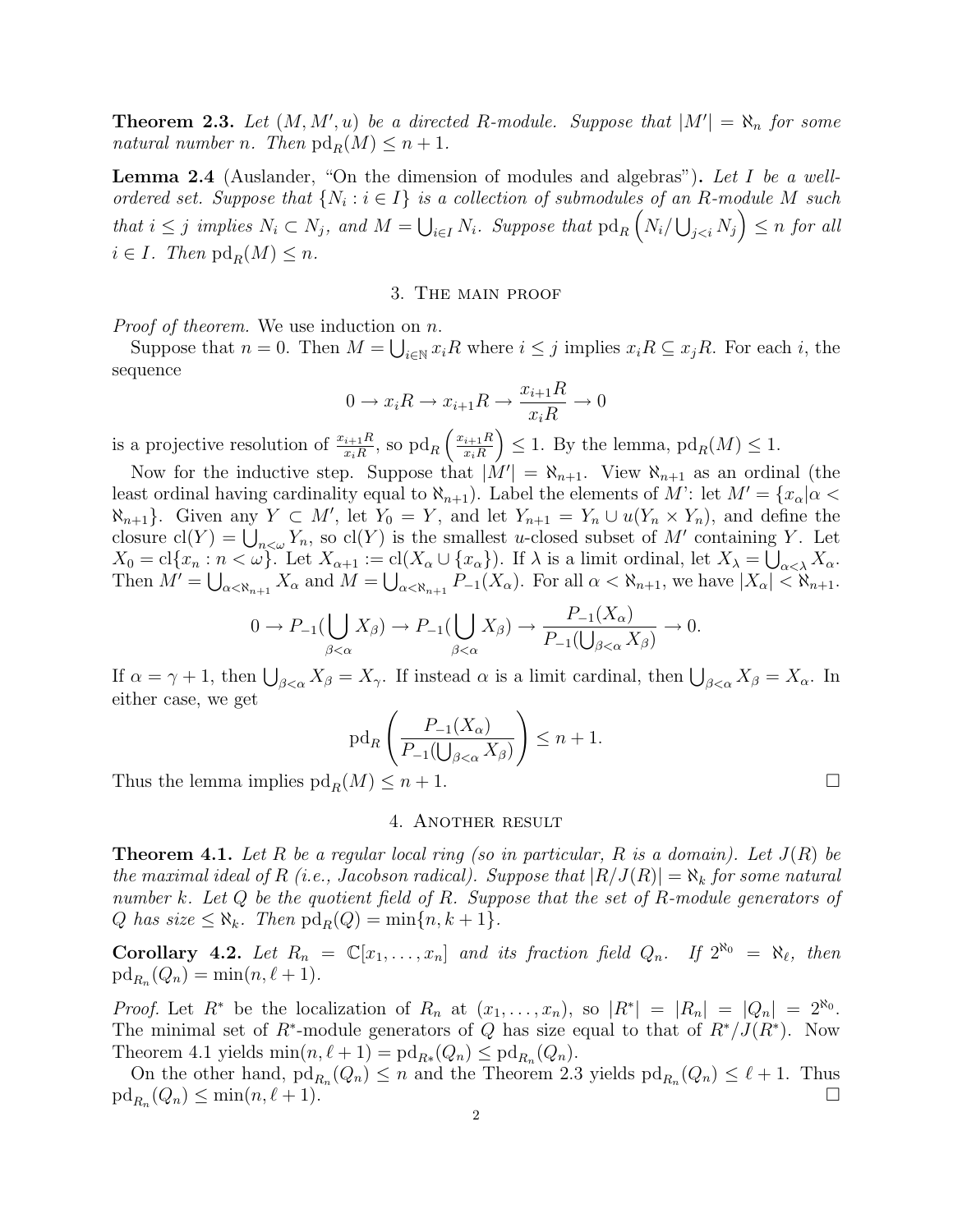**Theorem 2.3.** *Let $(M, M', u)$ be a directed $R$-module. Suppose that $|M'| = \aleph_n$ for some natural number $n$. Then $\operatorname{pd}_R(M) \le n+1$.*

**Lemma 2.4** (Auslander, "On the dimension of modules and algebras")**.** *Let $I$ be a well-ordered set. Suppose that $\{N_i : i \in I\}$ is a collection of submodules of an $R$-module $M$ such that $i \le j$ implies $N_i \subset N_j$, and $M = \bigcup_{i \in I} N_i$. Suppose that $\operatorname{pd}_R \left( N_i / \bigcup_{j<i} N_j \right) \le n$ for all $i \in I$. Then $\operatorname{pd}_R(M) \le n$.*

## 3. The main proof

*Proof of theorem.* We use induction on $n$.

Suppose that $n = 0$. Then $M = \bigcup_{i \in \mathbb{N}} x_i R$ where $i \le j$ implies $x_i R \subseteq x_j R$. For each $i$, the sequence

$$0 \to x_i R \to x_{i+1} R \to \frac{x_{i+1} R}{x_i R} \to 0$$

is a projective resolution of $\frac{x_{i+1}R}{x_i R}$, so $\operatorname{pd}_R \left( \frac{x_{i+1}R}{x_i R} \right) \le 1$. By the lemma, $\operatorname{pd}_R(M) \le 1$.

Now for the inductive step. Suppose that $|M'| = \aleph_{n+1}$. View $\aleph_{n+1}$ as an ordinal (the least ordinal having cardinality equal to $\aleph_{n+1}$). Label the elements of $M'$: let $M' = \{x_\alpha | \alpha < \aleph_{n+1}\}$. Given any $Y \subset M'$, let $Y_0 = Y$, and let $Y_{n+1} = Y_n \cup u(Y_n \times Y_n)$, and define the closure $\operatorname{cl}(Y) = \bigcup_{n < \omega} Y_n$, so $\operatorname{cl}(Y)$ is the smallest $u$-closed subset of $M'$ containing $Y$. Let $X_0 = \operatorname{cl}\{x_n : n < \omega\}$. Let $X_{\alpha+1} := \operatorname{cl}(X_\alpha \cup \{x_\alpha\})$. If $\lambda$ is a limit ordinal, let $X_\lambda = \bigcup_{\alpha < \lambda} X_\alpha$. Then $M' = \bigcup_{\alpha < \aleph_{n+1}} X_\alpha$ and $M = \bigcup_{\alpha < \aleph_{n+1}} P_{-1}(X_\alpha)$. For all $\alpha < \aleph_{n+1}$, we have $|X_\alpha| < \aleph_{n+1}$.

$$0 \to P_{-1}(\bigcup_{\beta < \alpha} X_\beta) \to P_{-1}(\bigcup_{\beta < \alpha} X_\beta) \to \frac{P_{-1}(X_\alpha)}{P_{-1}(\bigcup_{\beta < \alpha} X_\beta)} \to 0.$$

If $\alpha = \gamma + 1$, then $\bigcup_{\beta < \alpha} X_\beta = X_\gamma$. If instead $\alpha$ is a limit cardinal, then $\bigcup_{\beta < \alpha} X_\beta = X_\alpha$. In either case, we get

$$\operatorname{pd}_R \left( \frac{P_{-1}(X_\alpha)}{P_{-1}(\bigcup_{\beta < \alpha} X_\beta)} \right) \le n+1.$$

Thus the lemma implies $\operatorname{pd}_R(M) \le n+1$. □

## 4. Another result

**Theorem 4.1.** *Let $R$ be a regular local ring (so in particular, $R$ is a domain). Let $J(R)$ be the maximal ideal of $R$ (i.e., Jacobson radical). Suppose that $|R/J(R)| = \aleph_k$ for some natural number $k$. Let $Q$ be the quotient field of $R$. Suppose that the set of $R$-module generators of $Q$ has size $\le \aleph_k$. Then $\operatorname{pd}_R(Q) = \min\{n, k+1\}$.*

**Corollary 4.2.** *Let $R_n = \mathbb{C}[x_1, \dots, x_n]$ and its fraction field $Q_n$. If $2^{\aleph_0} = \aleph_\ell$, then $\operatorname{pd}_{R_n}(Q_n) = \min(n, \ell+1)$.*

*Proof.* Let $R^*$ be the localization of $R_n$ at $(x_1, \dots, x_n)$, so $|R^*| = |R_n| = |Q_n| = 2^{\aleph_0}$. The minimal set of $R^*$-module generators of $Q$ has size equal to that of $R^*/J(R^*)$. Now Theorem 4.1 yields $\min(n, \ell+1) = \operatorname{pd}_{R^*}(Q_n) \le \operatorname{pd}_{R_n}(Q_n)$.

On the other hand, $\operatorname{pd}_{R_n}(Q_n) \le n$ and the Theorem 2.3 yields $\operatorname{pd}_{R_n}(Q_n) \le \ell + 1$. Thus $\operatorname{pd}_{R_n}(Q_n) \le \min(n, \ell+1)$. □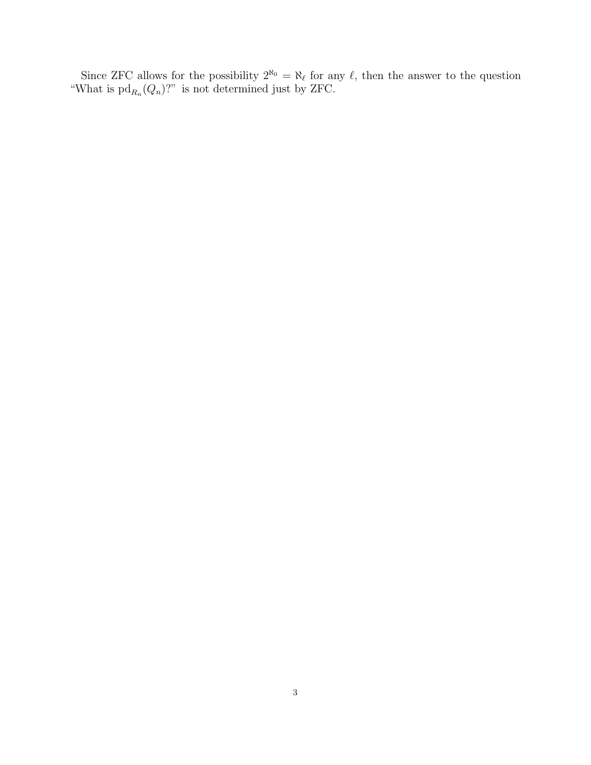Since ZFC allows for the possibility $2^{\aleph_0} = \aleph_\ell$ for any $\ell$, then the answer to the question "What is $\mathrm{pd}_{R_n}(Q_n)$?" is not determined just by ZFC.